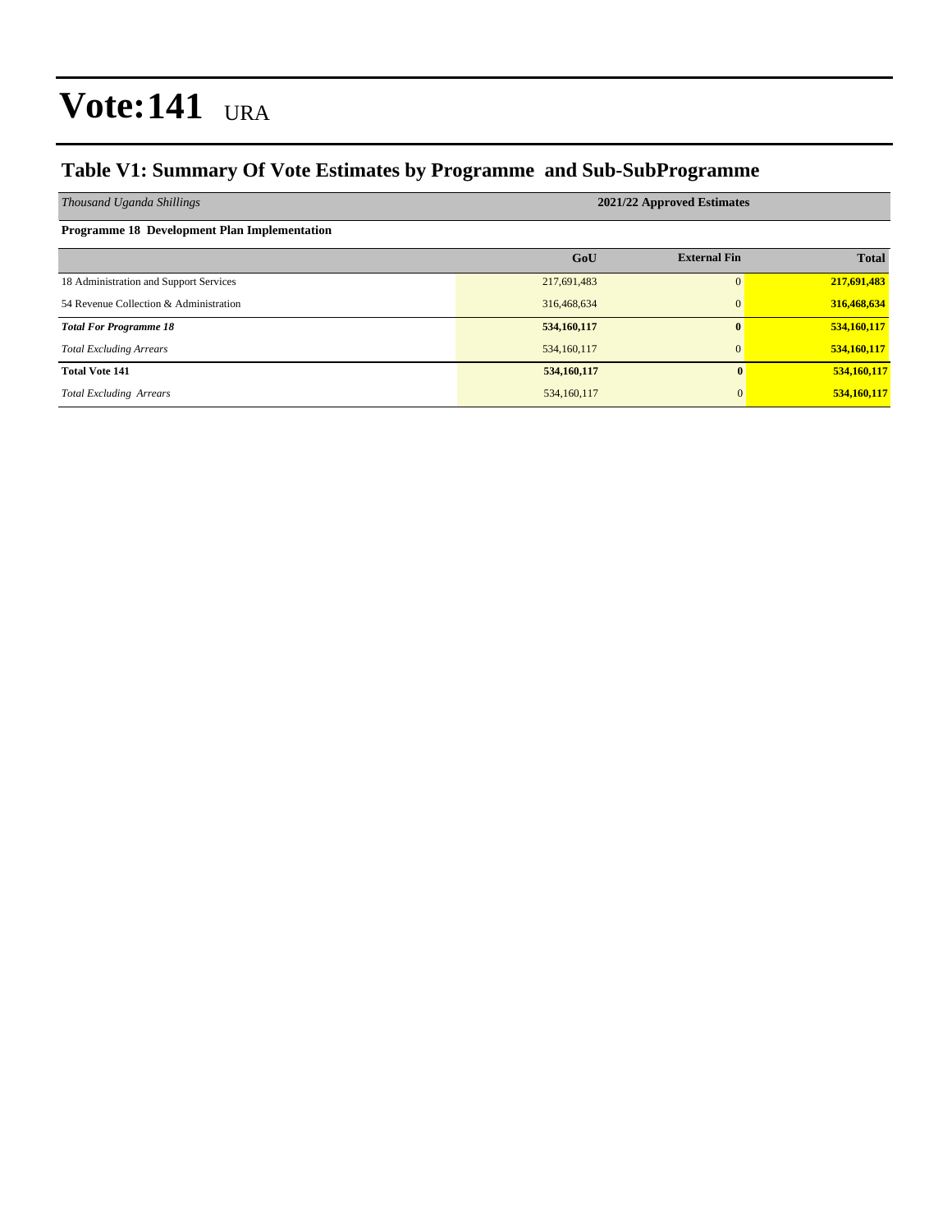# Vote:141 URA

## Table V1: Summary Of Vote Estimates by Programme and Sub-SubProgramme

| *Thousand Uganda Shillings* | 2021/22 Approved Estimates | | |
|---|---|---|---|
| **Programme 18 Development Plan Implementation** | | | |
| | **GoU** | **External Fin** | **Total** |
| 18 Administration and Support Services | 217,691,483 | 0 | **217,691,483** |
| 54 Revenue Collection & Administration | 316,468,634 | 0 | **316,468,634** |
| ***Total For Programme 18*** | **534,160,117** | **0** | **534,160,117** |
| *Total Excluding Arrears* | 534,160,117 | 0 | **534,160,117** |
| **Total Vote 141** | **534,160,117** | **0** | **534,160,117** |
| *Total Excluding Arrears* | 534,160,117 | 0 | **534,160,117** |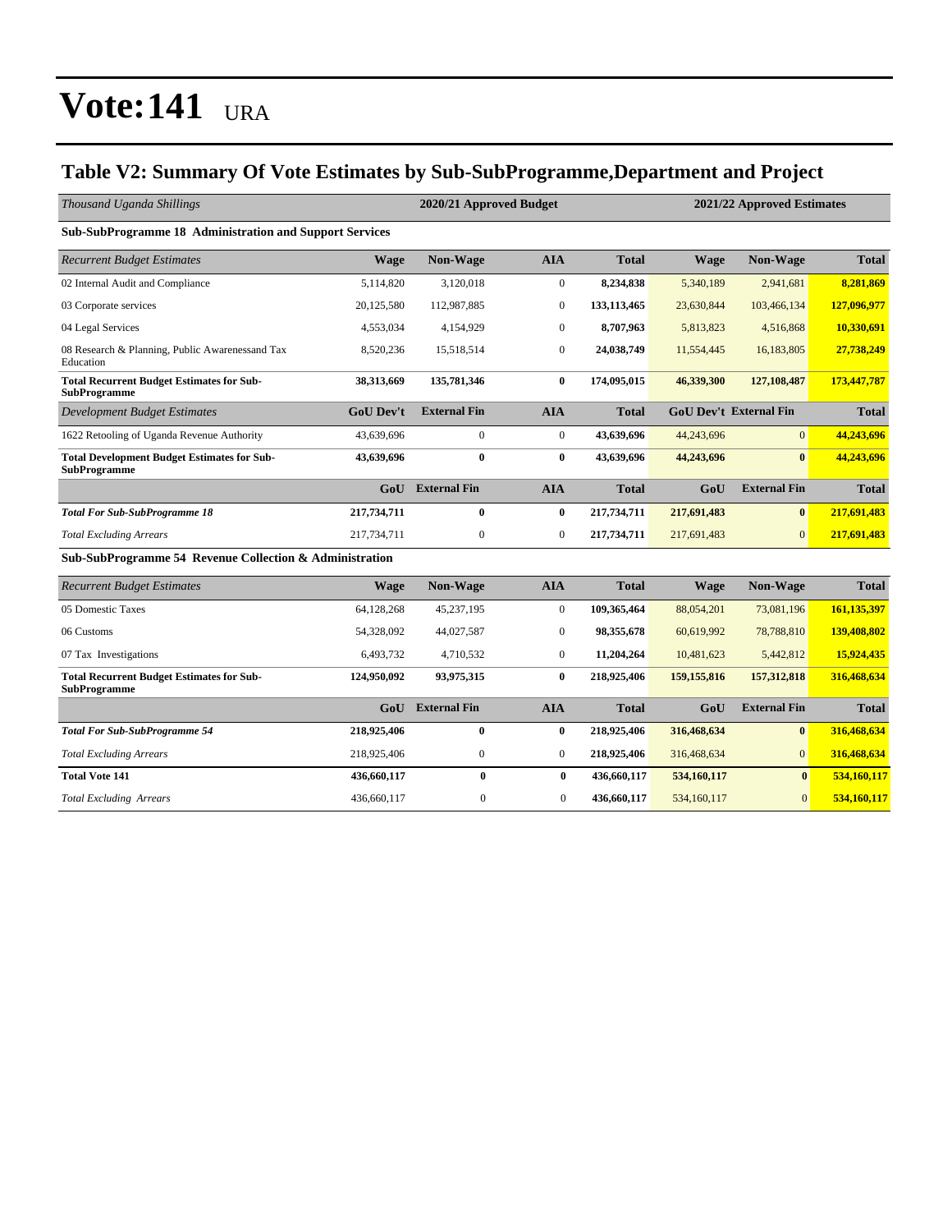# Vote:141 URA

## Table V2: Summary Of Vote Estimates by Sub-SubProgramme,Department and Project

| *Thousand Uganda Shillings* | 2020/21 Approved Budget | | | | 2021/22 Approved Estimates | | |
|---|---|---|---|---|---|---|---|
| **Sub-SubProgramme 18 Administration and Support Services** | | | | | | | |
| *Recurrent Budget Estimates* | **Wage** | **Non-Wage** | **AIA** | **Total** | **Wage** | **Non-Wage** | **Total** |
| 02 Internal Audit and Compliance | 5,114,820 | 3,120,018 | 0 | **8,234,838** | 5,340,189 | 2,941,681 | **8,281,869** |
| 03 Corporate services | 20,125,580 | 112,987,885 | 0 | **133,113,465** | 23,630,844 | 103,466,134 | **127,096,977** |
| 04 Legal Services | 4,553,034 | 4,154,929 | 0 | **8,707,963** | 5,813,823 | 4,516,868 | **10,330,691** |
| 08 Research & Planning, Public Awarenessand Tax Education | 8,520,236 | 15,518,514 | 0 | **24,038,749** | 11,554,445 | 16,183,805 | **27,738,249** |
| **Total Recurrent Budget Estimates for Sub-SubProgramme** | **38,313,669** | **135,781,346** | **0** | **174,095,015** | **46,339,300** | **127,108,487** | **173,447,787** |
| *Development Budget Estimates* | **GoU Dev't** | **External Fin** | **AIA** | **Total** | **GoU Dev't** | **External Fin** | **Total** |
| 1622 Retooling of Uganda Revenue Authority | 43,639,696 | 0 | 0 | **43,639,696** | 44,243,696 | 0 | **44,243,696** |
| **Total Development Budget Estimates for Sub-SubProgramme** | **43,639,696** | **0** | **0** | **43,639,696** | **44,243,696** | **0** | **44,243,696** |
| | **GoU** | **External Fin** | **AIA** | **Total** | **GoU** | **External Fin** | **Total** |
| ***Total For Sub-SubProgramme 18*** | **217,734,711** | **0** | **0** | **217,734,711** | **217,691,483** | **0** | **217,691,483** |
| *Total Excluding Arrears* | 217,734,711 | 0 | 0 | **217,734,711** | 217,691,483 | 0 | **217,691,483** |
| **Sub-SubProgramme 54 Revenue Collection & Administration** | | | | | | | |
| *Recurrent Budget Estimates* | **Wage** | **Non-Wage** | **AIA** | **Total** | **Wage** | **Non-Wage** | **Total** |
| 05 Domestic Taxes | 64,128,268 | 45,237,195 | 0 | **109,365,464** | 88,054,201 | 73,081,196 | **161,135,397** |
| 06 Customs | 54,328,092 | 44,027,587 | 0 | **98,355,678** | 60,619,992 | 78,788,810 | **139,408,802** |
| 07 Tax Investigations | 6,493,732 | 4,710,532 | 0 | **11,204,264** | 10,481,623 | 5,442,812 | **15,924,435** |
| **Total Recurrent Budget Estimates for Sub-SubProgramme** | **124,950,092** | **93,975,315** | **0** | **218,925,406** | **159,155,816** | **157,312,818** | **316,468,634** |
| | **GoU** | **External Fin** | **AIA** | **Total** | **GoU** | **External Fin** | **Total** |
| ***Total For Sub-SubProgramme 54*** | **218,925,406** | **0** | **0** | **218,925,406** | **316,468,634** | **0** | **316,468,634** |
| *Total Excluding Arrears* | 218,925,406 | 0 | 0 | **218,925,406** | 316,468,634 | 0 | **316,468,634** |
| **Total Vote 141** | **436,660,117** | **0** | **0** | **436,660,117** | **534,160,117** | **0** | **534,160,117** |
| *Total Excluding Arrears* | 436,660,117 | 0 | 0 | **436,660,117** | 534,160,117 | 0 | **534,160,117** |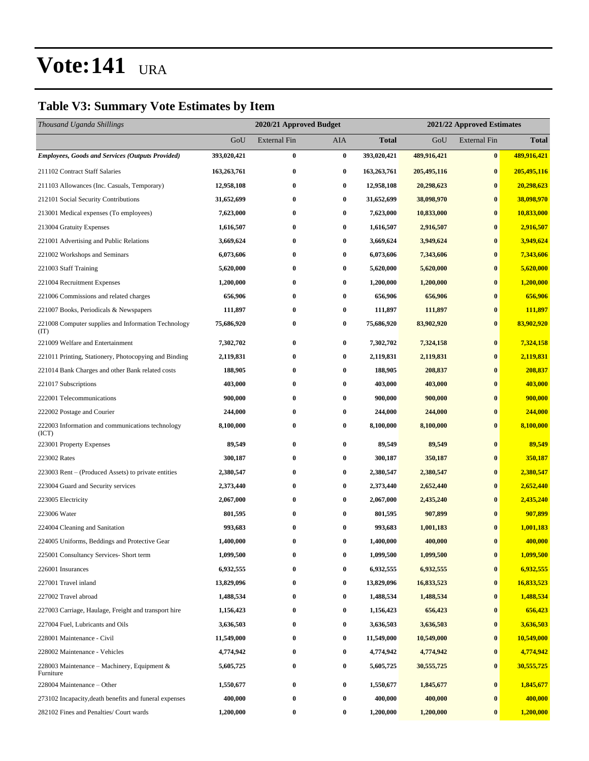# Vote:141 URA

## Table V3: Summary Vote Estimates by Item

| *Thousand Uganda Shillings* | 2020/21 Approved Budget | | | | 2021/22 Approved Estimates | | |
|---|---|---|---|---|---|---|---|
| | GoU | External Fin | AIA | **Total** | GoU | External Fin | **Total** |
| ***Employees, Goods and Services (Outputs Provided)*** | **393,020,421** | **0** | **0** | **393,020,421** | **489,916,421** | **0** | **489,916,421** |
| 211102 Contract Staff Salaries | **163,263,761** | **0** | **0** | **163,263,761** | **205,495,116** | **0** | **205,495,116** |
| 211103 Allowances (Inc. Casuals, Temporary) | **12,958,108** | **0** | **0** | **12,958,108** | **20,298,623** | **0** | **20,298,623** |
| 212101 Social Security Contributions | **31,652,699** | **0** | **0** | **31,652,699** | **38,098,970** | **0** | **38,098,970** |
| 213001 Medical expenses (To employees) | **7,623,000** | **0** | **0** | **7,623,000** | **10,833,000** | **0** | **10,833,000** |
| 213004 Gratuity Expenses | **1,616,507** | **0** | **0** | **1,616,507** | **2,916,507** | **0** | **2,916,507** |
| 221001 Advertising and Public Relations | **3,669,624** | **0** | **0** | **3,669,624** | **3,949,624** | **0** | **3,949,624** |
| 221002 Workshops and Seminars | **6,073,606** | **0** | **0** | **6,073,606** | **7,343,606** | **0** | **7,343,606** |
| 221003 Staff Training | **5,620,000** | **0** | **0** | **5,620,000** | **5,620,000** | **0** | **5,620,000** |
| 221004 Recruitment Expenses | **1,200,000** | **0** | **0** | **1,200,000** | **1,200,000** | **0** | **1,200,000** |
| 221006 Commissions and related charges | **656,906** | **0** | **0** | **656,906** | **656,906** | **0** | **656,906** |
| 221007 Books, Periodicals & Newspapers | **111,897** | **0** | **0** | **111,897** | **111,897** | **0** | **111,897** |
| 221008 Computer supplies and Information Technology (IT) | **75,686,920** | **0** | **0** | **75,686,920** | **83,902,920** | **0** | **83,902,920** |
| 221009 Welfare and Entertainment | **7,302,702** | **0** | **0** | **7,302,702** | **7,324,158** | **0** | **7,324,158** |
| 221011 Printing, Stationery, Photocopying and Binding | **2,119,831** | **0** | **0** | **2,119,831** | **2,119,831** | **0** | **2,119,831** |
| 221014 Bank Charges and other Bank related costs | **188,905** | **0** | **0** | **188,905** | **208,837** | **0** | **208,837** |
| 221017 Subscriptions | **403,000** | **0** | **0** | **403,000** | **403,000** | **0** | **403,000** |
| 222001 Telecommunications | **900,000** | **0** | **0** | **900,000** | **900,000** | **0** | **900,000** |
| 222002 Postage and Courier | **244,000** | **0** | **0** | **244,000** | **244,000** | **0** | **244,000** |
| 222003 Information and communications technology (ICT) | **8,100,000** | **0** | **0** | **8,100,000** | **8,100,000** | **0** | **8,100,000** |
| 223001 Property Expenses | **89,549** | **0** | **0** | **89,549** | **89,549** | **0** | **89,549** |
| 223002 Rates | **300,187** | **0** | **0** | **300,187** | **350,187** | **0** | **350,187** |
| 223003 Rent – (Produced Assets) to private entities | **2,380,547** | **0** | **0** | **2,380,547** | **2,380,547** | **0** | **2,380,547** |
| 223004 Guard and Security services | **2,373,440** | **0** | **0** | **2,373,440** | **2,652,440** | **0** | **2,652,440** |
| 223005 Electricity | **2,067,000** | **0** | **0** | **2,067,000** | **2,435,240** | **0** | **2,435,240** |
| 223006 Water | **801,595** | **0** | **0** | **801,595** | **907,899** | **0** | **907,899** |
| 224004 Cleaning and Sanitation | **993,683** | **0** | **0** | **993,683** | **1,001,183** | **0** | **1,001,183** |
| 224005 Uniforms, Beddings and Protective Gear | **1,400,000** | **0** | **0** | **1,400,000** | **400,000** | **0** | **400,000** |
| 225001 Consultancy Services- Short term | **1,099,500** | **0** | **0** | **1,099,500** | **1,099,500** | **0** | **1,099,500** |
| 226001 Insurances | **6,932,555** | **0** | **0** | **6,932,555** | **6,932,555** | **0** | **6,932,555** |
| 227001 Travel inland | **13,829,096** | **0** | **0** | **13,829,096** | **16,833,523** | **0** | **16,833,523** |
| 227002 Travel abroad | **1,488,534** | **0** | **0** | **1,488,534** | **1,488,534** | **0** | **1,488,534** |
| 227003 Carriage, Haulage, Freight and transport hire | **1,156,423** | **0** | **0** | **1,156,423** | **656,423** | **0** | **656,423** |
| 227004 Fuel, Lubricants and Oils | **3,636,503** | **0** | **0** | **3,636,503** | **3,636,503** | **0** | **3,636,503** |
| 228001 Maintenance - Civil | **11,549,000** | **0** | **0** | **11,549,000** | **10,549,000** | **0** | **10,549,000** |
| 228002 Maintenance - Vehicles | **4,774,942** | **0** | **0** | **4,774,942** | **4,774,942** | **0** | **4,774,942** |
| 228003 Maintenance – Machinery, Equipment & Furniture | **5,605,725** | **0** | **0** | **5,605,725** | **30,555,725** | **0** | **30,555,725** |
| 228004 Maintenance – Other | **1,550,677** | **0** | **0** | **1,550,677** | **1,845,677** | **0** | **1,845,677** |
| 273102 Incapacity,death benefits and funeral expenses | **400,000** | **0** | **0** | **400,000** | **400,000** | **0** | **400,000** |
| 282102 Fines and Penalties/ Court wards | **1,200,000** | **0** | **0** | **1,200,000** | **1,200,000** | **0** | **1,200,000** |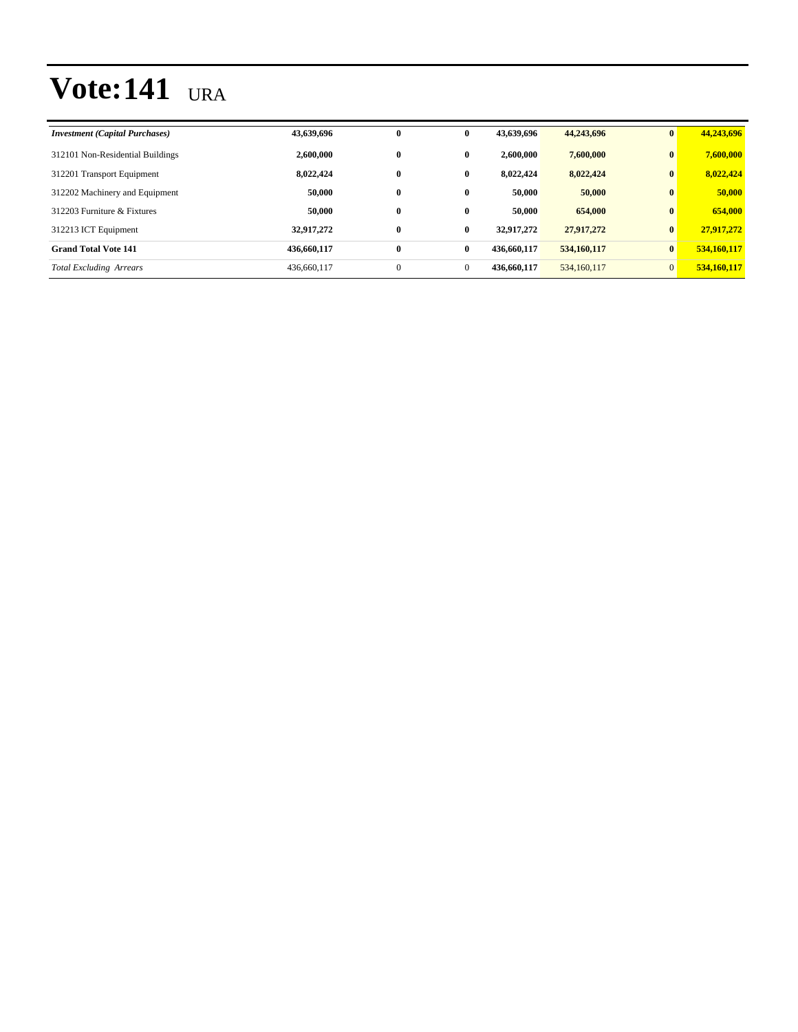# Vote:141 URA

| | | | | | | | |
|---|---|---|---|---|---|---|---|
| ***Investment (Capital Purchases)*** | **43,639,696** | **0** | **0** | **43,639,696** | **44,243,696** | **0** | **44,243,696** |
| 312101 Non-Residential Buildings | **2,600,000** | **0** | **0** | **2,600,000** | **7,600,000** | **0** | **7,600,000** |
| 312201 Transport Equipment | **8,022,424** | **0** | **0** | **8,022,424** | **8,022,424** | **0** | **8,022,424** |
| 312202 Machinery and Equipment | **50,000** | **0** | **0** | **50,000** | **50,000** | **0** | **50,000** |
| 312203 Furniture & Fixtures | **50,000** | **0** | **0** | **50,000** | **654,000** | **0** | **654,000** |
| 312213 ICT Equipment | **32,917,272** | **0** | **0** | **32,917,272** | **27,917,272** | **0** | **27,917,272** |
| **Grand Total Vote 141** | **436,660,117** | **0** | **0** | **436,660,117** | **534,160,117** | **0** | **534,160,117** |
| *Total Excluding Arrears* | 436,660,117 | 0 | 0 | **436,660,117** | 534,160,117 | 0 | **534,160,117** |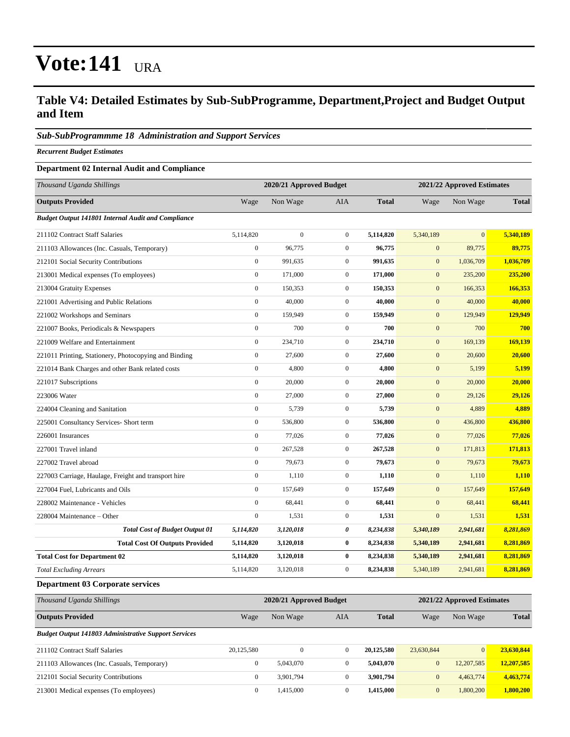# Vote:141 URA

## Table V4: Detailed Estimates by Sub-SubProgramme, Department,Project and Budget Output and Item

### *Sub-SubProgrammme 18 Administration and Support Services*

***Recurrent Budget Estimates***

**Department 02 Internal Audit and Compliance**

| *Thousand Uganda Shillings* | 2020/21 Approved Budget | | | | 2021/22 Approved Estimates | | |
|---|---|---|---|---|---|---|---|
| **Outputs Provided** | Wage | Non Wage | AIA | **Total** | Wage | Non Wage | **Total** |
| ***Budget Output 141801 Internal Audit and Compliance*** | | | | | | | |
| 211102 Contract Staff Salaries | 5,114,820 | 0 | 0 | **5,114,820** | 5,340,189 | 0 | **5,340,189** |
| 211103 Allowances (Inc. Casuals, Temporary) | 0 | 96,775 | 0 | **96,775** | 0 | 89,775 | **89,775** |
| 212101 Social Security Contributions | 0 | 991,635 | 0 | **991,635** | 0 | 1,036,709 | **1,036,709** |
| 213001 Medical expenses (To employees) | 0 | 171,000 | 0 | **171,000** | 0 | 235,200 | **235,200** |
| 213004 Gratuity Expenses | 0 | 150,353 | 0 | **150,353** | 0 | 166,353 | **166,353** |
| 221001 Advertising and Public Relations | 0 | 40,000 | 0 | **40,000** | 0 | 40,000 | **40,000** |
| 221002 Workshops and Seminars | 0 | 159,949 | 0 | **159,949** | 0 | 129,949 | **129,949** |
| 221007 Books, Periodicals & Newspapers | 0 | 700 | 0 | **700** | 0 | 700 | **700** |
| 221009 Welfare and Entertainment | 0 | 234,710 | 0 | **234,710** | 0 | 169,139 | **169,139** |
| 221011 Printing, Stationery, Photocopying and Binding | 0 | 27,600 | 0 | **27,600** | 0 | 20,600 | **20,600** |
| 221014 Bank Charges and other Bank related costs | 0 | 4,800 | 0 | **4,800** | 0 | 5,199 | **5,199** |
| 221017 Subscriptions | 0 | 20,000 | 0 | **20,000** | 0 | 20,000 | **20,000** |
| 223006 Water | 0 | 27,000 | 0 | **27,000** | 0 | 29,126 | **29,126** |
| 224004 Cleaning and Sanitation | 0 | 5,739 | 0 | **5,739** | 0 | 4,889 | **4,889** |
| 225001 Consultancy Services- Short term | 0 | 536,800 | 0 | **536,800** | 0 | 436,800 | **436,800** |
| 226001 Insurances | 0 | 77,026 | 0 | **77,026** | 0 | 77,026 | **77,026** |
| 227001 Travel inland | 0 | 267,528 | 0 | **267,528** | 0 | 171,813 | **171,813** |
| 227002 Travel abroad | 0 | 79,673 | 0 | **79,673** | 0 | 79,673 | **79,673** |
| 227003 Carriage, Haulage, Freight and transport hire | 0 | 1,110 | 0 | **1,110** | 0 | 1,110 | **1,110** |
| 227004 Fuel, Lubricants and Oils | 0 | 157,649 | 0 | **157,649** | 0 | 157,649 | **157,649** |
| 228002 Maintenance - Vehicles | 0 | 68,441 | 0 | **68,441** | 0 | 68,441 | **68,441** |
| 228004 Maintenance – Other | 0 | 1,531 | 0 | **1,531** | 0 | 1,531 | **1,531** |
| ***Total Cost of Budget Output 01*** | ***5,114,820*** | ***3,120,018*** | ***0*** | ***8,234,838*** | ***5,340,189*** | ***2,941,681*** | ***8,281,869*** |
| **Total Cost Of Outputs Provided** | **5,114,820** | **3,120,018** | **0** | **8,234,838** | **5,340,189** | **2,941,681** | **8,281,869** |
| **Total Cost for Department 02** | **5,114,820** | **3,120,018** | **0** | **8,234,838** | **5,340,189** | **2,941,681** | **8,281,869** |
| *Total Excluding Arrears* | 5,114,820 | 3,120,018 | 0 | **8,234,838** | 5,340,189 | 2,941,681 | **8,281,869** |

**Department 03 Corporate services**

| *Thousand Uganda Shillings* | 2020/21 Approved Budget | | | | 2021/22 Approved Estimates | | |
|---|---|---|---|---|---|---|---|
| **Outputs Provided** | Wage | Non Wage | AIA | **Total** | Wage | Non Wage | **Total** |
| ***Budget Output 141803 Administrative Support Services*** | | | | | | | |
| 211102 Contract Staff Salaries | 20,125,580 | 0 | 0 | **20,125,580** | 23,630,844 | 0 | **23,630,844** |
| 211103 Allowances (Inc. Casuals, Temporary) | 0 | 5,043,070 | 0 | **5,043,070** | 0 | 12,207,585 | **12,207,585** |
| 212101 Social Security Contributions | 0 | 3,901,794 | 0 | **3,901,794** | 0 | 4,463,774 | **4,463,774** |
| 213001 Medical expenses (To employees) | 0 | 1,415,000 | 0 | **1,415,000** | 0 | 1,800,200 | **1,800,200** |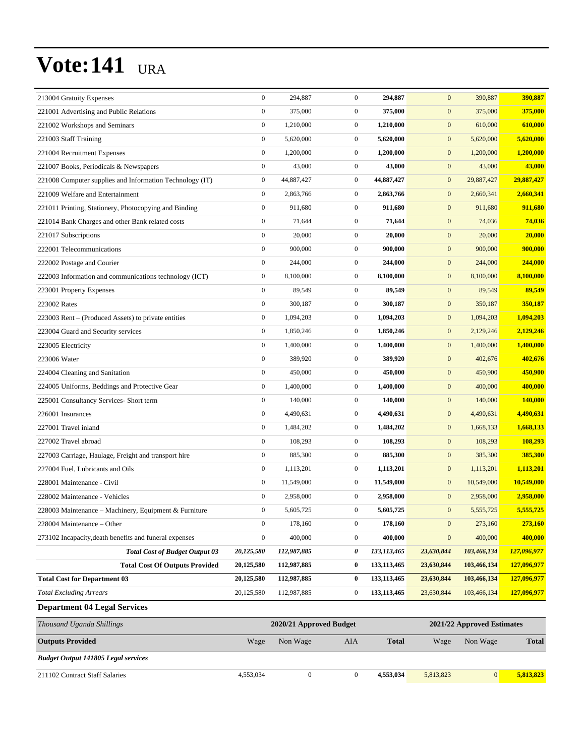# Vote:141 URA

| | | | | | | | |
|---|---|---|---|---|---|---|---|
| 213004 Gratuity Expenses | 0 | 294,887 | 0 | **294,887** | 0 | 390,887 | **390,887** |
| 221001 Advertising and Public Relations | 0 | 375,000 | 0 | **375,000** | 0 | 375,000 | **375,000** |
| 221002 Workshops and Seminars | 0 | 1,210,000 | 0 | **1,210,000** | 0 | 610,000 | **610,000** |
| 221003 Staff Training | 0 | 5,620,000 | 0 | **5,620,000** | 0 | 5,620,000 | **5,620,000** |
| 221004 Recruitment Expenses | 0 | 1,200,000 | 0 | **1,200,000** | 0 | 1,200,000 | **1,200,000** |
| 221007 Books, Periodicals & Newspapers | 0 | 43,000 | 0 | **43,000** | 0 | 43,000 | **43,000** |
| 221008 Computer supplies and Information Technology (IT) | 0 | 44,887,427 | 0 | **44,887,427** | 0 | 29,887,427 | **29,887,427** |
| 221009 Welfare and Entertainment | 0 | 2,863,766 | 0 | **2,863,766** | 0 | 2,660,341 | **2,660,341** |
| 221011 Printing, Stationery, Photocopying and Binding | 0 | 911,680 | 0 | **911,680** | 0 | 911,680 | **911,680** |
| 221014 Bank Charges and other Bank related costs | 0 | 71,644 | 0 | **71,644** | 0 | 74,036 | **74,036** |
| 221017 Subscriptions | 0 | 20,000 | 0 | **20,000** | 0 | 20,000 | **20,000** |
| 222001 Telecommunications | 0 | 900,000 | 0 | **900,000** | 0 | 900,000 | **900,000** |
| 222002 Postage and Courier | 0 | 244,000 | 0 | **244,000** | 0 | 244,000 | **244,000** |
| 222003 Information and communications technology (ICT) | 0 | 8,100,000 | 0 | **8,100,000** | 0 | 8,100,000 | **8,100,000** |
| 223001 Property Expenses | 0 | 89,549 | 0 | **89,549** | 0 | 89,549 | **89,549** |
| 223002 Rates | 0 | 300,187 | 0 | **300,187** | 0 | 350,187 | **350,187** |
| 223003 Rent – (Produced Assets) to private entities | 0 | 1,094,203 | 0 | **1,094,203** | 0 | 1,094,203 | **1,094,203** |
| 223004 Guard and Security services | 0 | 1,850,246 | 0 | **1,850,246** | 0 | 2,129,246 | **2,129,246** |
| 223005 Electricity | 0 | 1,400,000 | 0 | **1,400,000** | 0 | 1,400,000 | **1,400,000** |
| 223006 Water | 0 | 389,920 | 0 | **389,920** | 0 | 402,676 | **402,676** |
| 224004 Cleaning and Sanitation | 0 | 450,000 | 0 | **450,000** | 0 | 450,900 | **450,900** |
| 224005 Uniforms, Beddings and Protective Gear | 0 | 1,400,000 | 0 | **1,400,000** | 0 | 400,000 | **400,000** |
| 225001 Consultancy Services- Short term | 0 | 140,000 | 0 | **140,000** | 0 | 140,000 | **140,000** |
| 226001 Insurances | 0 | 4,490,631 | 0 | **4,490,631** | 0 | 4,490,631 | **4,490,631** |
| 227001 Travel inland | 0 | 1,484,202 | 0 | **1,484,202** | 0 | 1,668,133 | **1,668,133** |
| 227002 Travel abroad | 0 | 108,293 | 0 | **108,293** | 0 | 108,293 | **108,293** |
| 227003 Carriage, Haulage, Freight and transport hire | 0 | 885,300 | 0 | **885,300** | 0 | 385,300 | **385,300** |
| 227004 Fuel, Lubricants and Oils | 0 | 1,113,201 | 0 | **1,113,201** | 0 | 1,113,201 | **1,113,201** |
| 228001 Maintenance - Civil | 0 | 11,549,000 | 0 | **11,549,000** | 0 | 10,549,000 | **10,549,000** |
| 228002 Maintenance - Vehicles | 0 | 2,958,000 | 0 | **2,958,000** | 0 | 2,958,000 | **2,958,000** |
| 228003 Maintenance – Machinery, Equipment & Furniture | 0 | 5,605,725 | 0 | **5,605,725** | 0 | 5,555,725 | **5,555,725** |
| 228004 Maintenance – Other | 0 | 178,160 | 0 | **178,160** | 0 | 273,160 | **273,160** |
| 273102 Incapacity,death benefits and funeral expenses | 0 | 400,000 | 0 | **400,000** | 0 | 400,000 | **400,000** |
| ***Total Cost of Budget Output 03*** | ***20,125,580*** | ***112,987,885*** | ***0*** | ***133,113,465*** | ***23,630,844*** | ***103,466,134*** | ***127,096,977*** |
| **Total Cost Of Outputs Provided** | **20,125,580** | **112,987,885** | **0** | **133,113,465** | **23,630,844** | **103,466,134** | **127,096,977** |
| **Total Cost for Department 03** | **20,125,580** | **112,987,885** | **0** | **133,113,465** | **23,630,844** | **103,466,134** | **127,096,977** |
| *Total Excluding Arrears* | 20,125,580 | 112,987,885 | 0 | **133,113,465** | 23,630,844 | 103,466,134 | **127,096,977** |

## Department 04 Legal Services

| *Thousand Uganda Shillings* | 2020/21 Approved Budget | | | | 2021/22 Approved Estimates | | |
|---|---|---|---|---|---|---|---|
| **Outputs Provided** | Wage | Non Wage | AIA | **Total** | Wage | Non Wage | **Total** |
| ***Budget Output 141805 Legal services*** | | | | | | | |
| 211102 Contract Staff Salaries | 4,553,034 | 0 | 0 | **4,553,034** | 5,813,823 | 0 | **5,813,823** |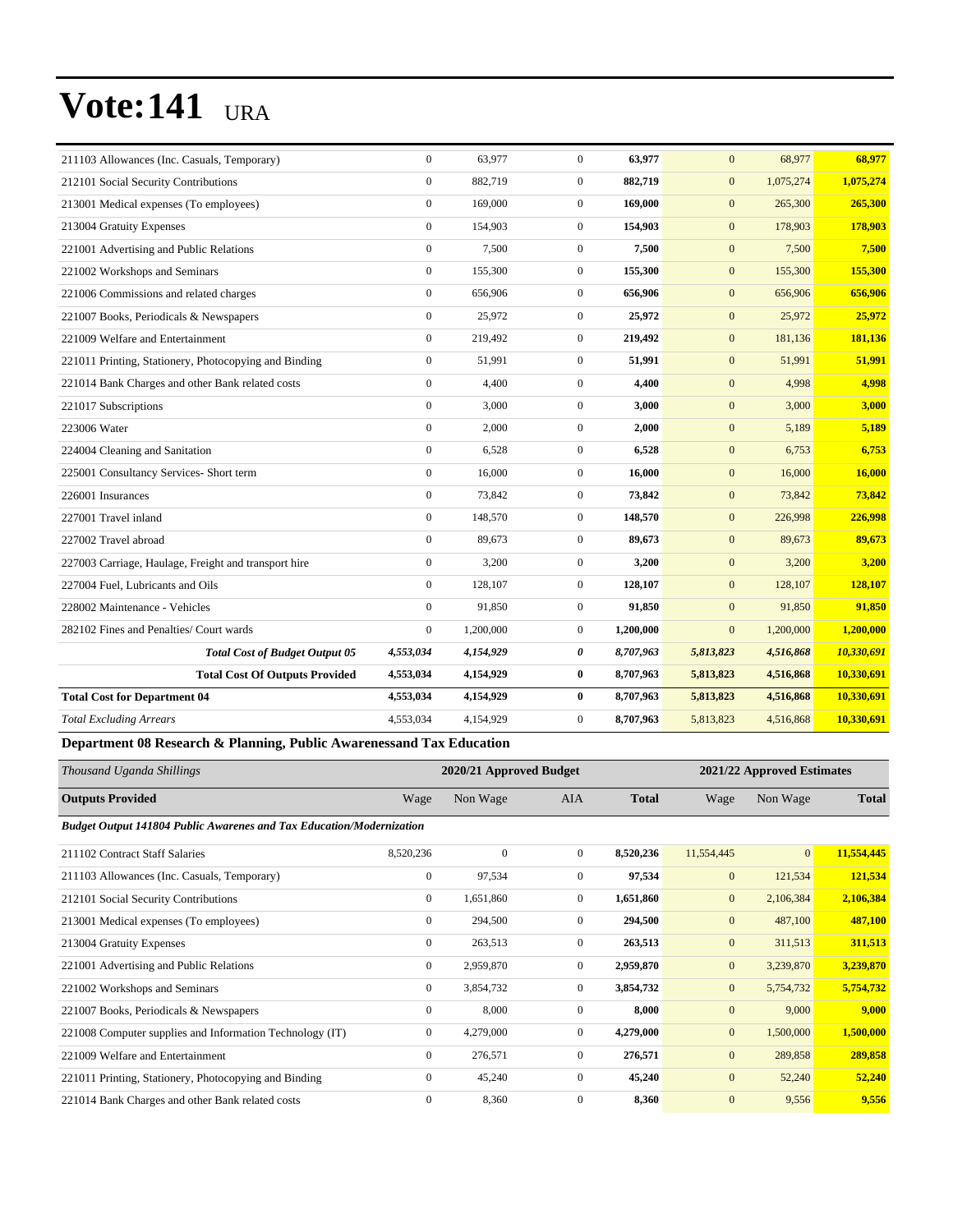# Vote:141 URA

| | | | | | | | |
|---|---|---|---|---|---|---|---|
| 211103 Allowances (Inc. Casuals, Temporary) | 0 | 63,977 | 0 | **63,977** | 0 | 68,977 | **68,977** |
| 212101 Social Security Contributions | 0 | 882,719 | 0 | **882,719** | 0 | 1,075,274 | **1,075,274** |
| 213001 Medical expenses (To employees) | 0 | 169,000 | 0 | **169,000** | 0 | 265,300 | **265,300** |
| 213004 Gratuity Expenses | 0 | 154,903 | 0 | **154,903** | 0 | 178,903 | **178,903** |
| 221001 Advertising and Public Relations | 0 | 7,500 | 0 | **7,500** | 0 | 7,500 | **7,500** |
| 221002 Workshops and Seminars | 0 | 155,300 | 0 | **155,300** | 0 | 155,300 | **155,300** |
| 221006 Commissions and related charges | 0 | 656,906 | 0 | **656,906** | 0 | 656,906 | **656,906** |
| 221007 Books, Periodicals & Newspapers | 0 | 25,972 | 0 | **25,972** | 0 | 25,972 | **25,972** |
| 221009 Welfare and Entertainment | 0 | 219,492 | 0 | **219,492** | 0 | 181,136 | **181,136** |
| 221011 Printing, Stationery, Photocopying and Binding | 0 | 51,991 | 0 | **51,991** | 0 | 51,991 | **51,991** |
| 221014 Bank Charges and other Bank related costs | 0 | 4,400 | 0 | **4,400** | 0 | 4,998 | **4,998** |
| 221017 Subscriptions | 0 | 3,000 | 0 | **3,000** | 0 | 3,000 | **3,000** |
| 223006 Water | 0 | 2,000 | 0 | **2,000** | 0 | 5,189 | **5,189** |
| 224004 Cleaning and Sanitation | 0 | 6,528 | 0 | **6,528** | 0 | 6,753 | **6,753** |
| 225001 Consultancy Services- Short term | 0 | 16,000 | 0 | **16,000** | 0 | 16,000 | **16,000** |
| 226001 Insurances | 0 | 73,842 | 0 | **73,842** | 0 | 73,842 | **73,842** |
| 227001 Travel inland | 0 | 148,570 | 0 | **148,570** | 0 | 226,998 | **226,998** |
| 227002 Travel abroad | 0 | 89,673 | 0 | **89,673** | 0 | 89,673 | **89,673** |
| 227003 Carriage, Haulage, Freight and transport hire | 0 | 3,200 | 0 | **3,200** | 0 | 3,200 | **3,200** |
| 227004 Fuel, Lubricants and Oils | 0 | 128,107 | 0 | **128,107** | 0 | 128,107 | **128,107** |
| 228002 Maintenance - Vehicles | 0 | 91,850 | 0 | **91,850** | 0 | 91,850 | **91,850** |
| 282102 Fines and Penalties/ Court wards | 0 | 1,200,000 | 0 | **1,200,000** | 0 | 1,200,000 | **1,200,000** |
| ***Total Cost of Budget Output 05*** | ***4,553,034*** | ***4,154,929*** | ***0*** | ***8,707,963*** | ***5,813,823*** | ***4,516,868*** | ***10,330,691*** |
| **Total Cost Of Outputs Provided** | **4,553,034** | **4,154,929** | **0** | **8,707,963** | **5,813,823** | **4,516,868** | **10,330,691** |
| **Total Cost for Department 04** | **4,553,034** | **4,154,929** | **0** | **8,707,963** | **5,813,823** | **4,516,868** | **10,330,691** |
| *Total Excluding Arrears* | 4,553,034 | 4,154,929 | 0 | **8,707,963** | 5,813,823 | 4,516,868 | **10,330,691** |

**Department 08 Research & Planning, Public Awarenessand Tax Education**

| *Thousand Uganda Shillings* | 2020/21 Approved Budget | | | | 2021/22 Approved Estimates | | |
|---|---|---|---|---|---|---|---|
| **Outputs Provided** | Wage | Non Wage | AIA | **Total** | Wage | Non Wage | **Total** |
| ***Budget Output 141804 Public Awarenes and Tax Education/Modernization*** | | | | | | | |
| 211102 Contract Staff Salaries | 8,520,236 | 0 | 0 | **8,520,236** | 11,554,445 | 0 | **11,554,445** |
| 211103 Allowances (Inc. Casuals, Temporary) | 0 | 97,534 | 0 | **97,534** | 0 | 121,534 | **121,534** |
| 212101 Social Security Contributions | 0 | 1,651,860 | 0 | **1,651,860** | 0 | 2,106,384 | **2,106,384** |
| 213001 Medical expenses (To employees) | 0 | 294,500 | 0 | **294,500** | 0 | 487,100 | **487,100** |
| 213004 Gratuity Expenses | 0 | 263,513 | 0 | **263,513** | 0 | 311,513 | **311,513** |
| 221001 Advertising and Public Relations | 0 | 2,959,870 | 0 | **2,959,870** | 0 | 3,239,870 | **3,239,870** |
| 221002 Workshops and Seminars | 0 | 3,854,732 | 0 | **3,854,732** | 0 | 5,754,732 | **5,754,732** |
| 221007 Books, Periodicals & Newspapers | 0 | 8,000 | 0 | **8,000** | 0 | 9,000 | **9,000** |
| 221008 Computer supplies and Information Technology (IT) | 0 | 4,279,000 | 0 | **4,279,000** | 0 | 1,500,000 | **1,500,000** |
| 221009 Welfare and Entertainment | 0 | 276,571 | 0 | **276,571** | 0 | 289,858 | **289,858** |
| 221011 Printing, Stationery, Photocopying and Binding | 0 | 45,240 | 0 | **45,240** | 0 | 52,240 | **52,240** |
| 221014 Bank Charges and other Bank related costs | 0 | 8,360 | 0 | **8,360** | 0 | 9,556 | **9,556** |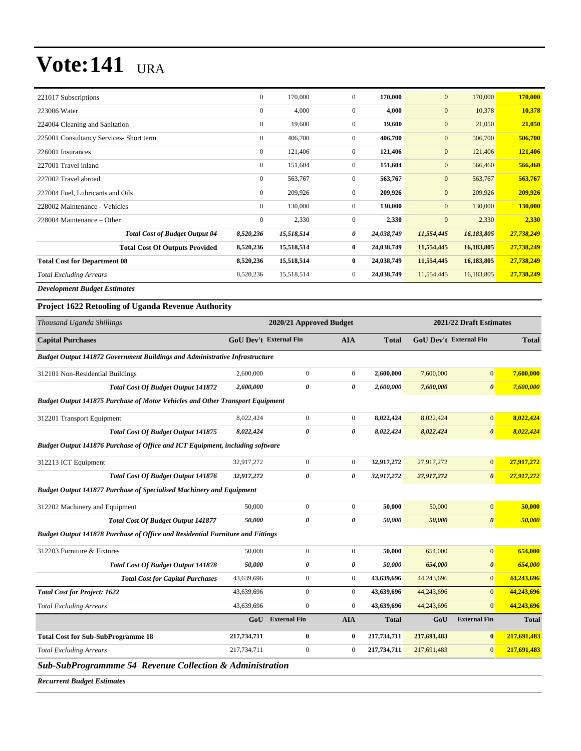# Vote:141 URA

| | | | | | | | |
|---|---|---|---|---|---|---|---|
| 221017 Subscriptions | 0 | 170,000 | 0 | **170,000** | 0 | 170,000 | **170,000** |
| 223006 Water | 0 | 4,000 | 0 | **4,000** | 0 | 10,378 | **10,378** |
| 224004 Cleaning and Sanitation | 0 | 19,600 | 0 | **19,600** | 0 | 21,050 | **21,050** |
| 225001 Consultancy Services- Short term | 0 | 406,700 | 0 | **406,700** | 0 | 506,700 | **506,700** |
| 226001 Insurances | 0 | 121,406 | 0 | **121,406** | 0 | 121,406 | **121,406** |
| 227001 Travel inland | 0 | 151,604 | 0 | **151,604** | 0 | 566,460 | **566,460** |
| 227002 Travel abroad | 0 | 563,767 | 0 | **563,767** | 0 | 563,767 | **563,767** |
| 227004 Fuel, Lubricants and Oils | 0 | 209,926 | 0 | **209,926** | 0 | 209,926 | **209,926** |
| 228002 Maintenance - Vehicles | 0 | 130,000 | 0 | **130,000** | 0 | 130,000 | **130,000** |
| 228004 Maintenance – Other | 0 | 2,330 | 0 | **2,330** | 0 | 2,330 | **2,330** |
| ***Total Cost of Budget Output 04*** | ***8,520,236*** | ***15,518,514*** | ***0*** | ***24,038,749*** | ***11,554,445*** | ***16,183,805*** | ***27,738,249*** |
| **Total Cost Of Outputs Provided** | **8,520,236** | **15,518,514** | **0** | **24,038,749** | **11,554,445** | **16,183,805** | **27,738,249** |
| **Total Cost for Department 08** | **8,520,236** | **15,518,514** | **0** | **24,038,749** | **11,554,445** | **16,183,805** | **27,738,249** |
| *Total Excluding Arrears* | 8,520,236 | 15,518,514 | 0 | **24,038,749** | 11,554,445 | 16,183,805 | **27,738,249** |

***Development Budget Estimates***

**Project 1622 Retooling of Uganda Revenue Authority**

| *Thousand Uganda Shillings* | 2020/21 Approved Budget | | | | 2021/22 Draft Estimates | | |
|---|---|---|---|---|---|---|---|
| **Capital Purchases** | **GoU Dev't** | **External Fin** | **AIA** | **Total** | **GoU Dev't** | **External Fin** | **Total** |
| ***Budget Output 141872 Government Buildings and Administrative Infrastructure*** | | | | | | | |
| 312101 Non-Residential Buildings | 2,600,000 | 0 | 0 | **2,600,000** | 7,600,000 | 0 | **7,600,000** |
| ***Total Cost Of Budget Output 141872*** | ***2,600,000*** | ***0*** | ***0*** | ***2,600,000*** | ***7,600,000*** | ***0*** | ***7,600,000*** |
| ***Budget Output 141875 Purchase of Motor Vehicles and Other Transport Equipment*** | | | | | | | |
| 312201 Transport Equipment | 8,022,424 | 0 | 0 | **8,022,424** | 8,022,424 | 0 | **8,022,424** |
| ***Total Cost Of Budget Output 141875*** | ***8,022,424*** | ***0*** | ***0*** | ***8,022,424*** | ***8,022,424*** | ***0*** | ***8,022,424*** |
| ***Budget Output 141876 Purchase of Office and ICT Equipment, including software*** | | | | | | | |
| 312213 ICT Equipment | 32,917,272 | 0 | 0 | **32,917,272** | 27,917,272 | 0 | **27,917,272** |
| ***Total Cost Of Budget Output 141876*** | ***32,917,272*** | ***0*** | ***0*** | ***32,917,272*** | ***27,917,272*** | ***0*** | ***27,917,272*** |
| ***Budget Output 141877 Purchase of Specialised Machinery and Equipment*** | | | | | | | |
| 312202 Machinery and Equipment | 50,000 | 0 | 0 | **50,000** | 50,000 | 0 | **50,000** |
| ***Total Cost Of Budget Output 141877*** | ***50,000*** | ***0*** | ***0*** | ***50,000*** | ***50,000*** | ***0*** | ***50,000*** |
| ***Budget Output 141878 Purchase of Office and Residential Furniture and Fittings*** | | | | | | | |
| 312203 Furniture & Fixtures | 50,000 | 0 | 0 | **50,000** | 654,000 | 0 | **654,000** |
| ***Total Cost Of Budget Output 141878*** | ***50,000*** | ***0*** | ***0*** | ***50,000*** | ***654,000*** | ***0*** | ***654,000*** |
| ***Total Cost for Capital Purchases*** | 43,639,696 | 0 | 0 | **43,639,696** | 44,243,696 | 0 | **44,243,696** |
| ***Total Cost for Project: 1622*** | 43,639,696 | 0 | 0 | **43,639,696** | 44,243,696 | 0 | **44,243,696** |
| *Total Excluding Arrears* | 43,639,696 | 0 | 0 | **43,639,696** | 44,243,696 | 0 | **44,243,696** |
| | **GoU** | **External Fin** | **AIA** | **Total** | **GoU** | **External Fin** | **Total** |
| **Total Cost for Sub-SubProgramme 18** | **217,734,711** | **0** | **0** | **217,734,711** | **217,691,483** | **0** | **217,691,483** |
| *Total Excluding Arrears* | 217,734,711 | 0 | 0 | **217,734,711** | 217,691,483 | 0 | **217,691,483** |

## *Sub-SubProgrammme 54 Revenue Collection & Administration*

***Recurrent Budget Estimates***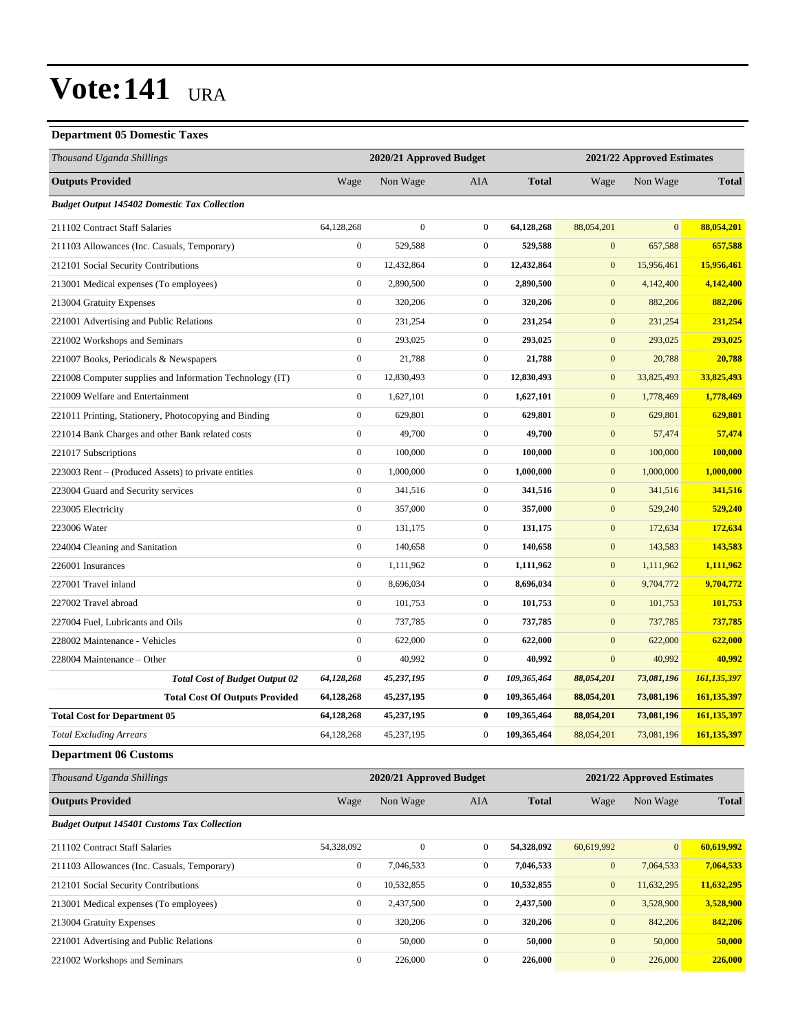# Vote:141 URA

### Department 05 Domestic Taxes

| *Thousand Uganda Shillings* | 2020/21 Approved Budget | | | | 2021/22 Approved Estimates | | |
|---|---|---|---|---|---|---|---|
| **Outputs Provided** | Wage | Non Wage | AIA | **Total** | Wage | Non Wage | **Total** |
| ***Budget Output 145402 Domestic Tax Collection*** | | | | | | | |
| 211102 Contract Staff Salaries | 64,128,268 | 0 | 0 | **64,128,268** | 88,054,201 | 0 | **88,054,201** |
| 211103 Allowances (Inc. Casuals, Temporary) | 0 | 529,588 | 0 | **529,588** | 0 | 657,588 | **657,588** |
| 212101 Social Security Contributions | 0 | 12,432,864 | 0 | **12,432,864** | 0 | 15,956,461 | **15,956,461** |
| 213001 Medical expenses (To employees) | 0 | 2,890,500 | 0 | **2,890,500** | 0 | 4,142,400 | **4,142,400** |
| 213004 Gratuity Expenses | 0 | 320,206 | 0 | **320,206** | 0 | 882,206 | **882,206** |
| 221001 Advertising and Public Relations | 0 | 231,254 | 0 | **231,254** | 0 | 231,254 | **231,254** |
| 221002 Workshops and Seminars | 0 | 293,025 | 0 | **293,025** | 0 | 293,025 | **293,025** |
| 221007 Books, Periodicals & Newspapers | 0 | 21,788 | 0 | **21,788** | 0 | 20,788 | **20,788** |
| 221008 Computer supplies and Information Technology (IT) | 0 | 12,830,493 | 0 | **12,830,493** | 0 | 33,825,493 | **33,825,493** |
| 221009 Welfare and Entertainment | 0 | 1,627,101 | 0 | **1,627,101** | 0 | 1,778,469 | **1,778,469** |
| 221011 Printing, Stationery, Photocopying and Binding | 0 | 629,801 | 0 | **629,801** | 0 | 629,801 | **629,801** |
| 221014 Bank Charges and other Bank related costs | 0 | 49,700 | 0 | **49,700** | 0 | 57,474 | **57,474** |
| 221017 Subscriptions | 0 | 100,000 | 0 | **100,000** | 0 | 100,000 | **100,000** |
| 223003 Rent – (Produced Assets) to private entities | 0 | 1,000,000 | 0 | **1,000,000** | 0 | 1,000,000 | **1,000,000** |
| 223004 Guard and Security services | 0 | 341,516 | 0 | **341,516** | 0 | 341,516 | **341,516** |
| 223005 Electricity | 0 | 357,000 | 0 | **357,000** | 0 | 529,240 | **529,240** |
| 223006 Water | 0 | 131,175 | 0 | **131,175** | 0 | 172,634 | **172,634** |
| 224004 Cleaning and Sanitation | 0 | 140,658 | 0 | **140,658** | 0 | 143,583 | **143,583** |
| 226001 Insurances | 0 | 1,111,962 | 0 | **1,111,962** | 0 | 1,111,962 | **1,111,962** |
| 227001 Travel inland | 0 | 8,696,034 | 0 | **8,696,034** | 0 | 9,704,772 | **9,704,772** |
| 227002 Travel abroad | 0 | 101,753 | 0 | **101,753** | 0 | 101,753 | **101,753** |
| 227004 Fuel, Lubricants and Oils | 0 | 737,785 | 0 | **737,785** | 0 | 737,785 | **737,785** |
| 228002 Maintenance - Vehicles | 0 | 622,000 | 0 | **622,000** | 0 | 622,000 | **622,000** |
| 228004 Maintenance – Other | 0 | 40,992 | 0 | **40,992** | 0 | 40,992 | **40,992** |
| ***Total Cost of Budget Output 02*** | ***64,128,268*** | ***45,237,195*** | ***0*** | ***109,365,464*** | ***88,054,201*** | ***73,081,196*** | ***161,135,397*** |
| **Total Cost Of Outputs Provided** | **64,128,268** | **45,237,195** | **0** | **109,365,464** | **88,054,201** | **73,081,196** | **161,135,397** |
| **Total Cost for Department 05** | **64,128,268** | **45,237,195** | **0** | **109,365,464** | **88,054,201** | **73,081,196** | **161,135,397** |
| *Total Excluding Arrears* | 64,128,268 | 45,237,195 | 0 | **109,365,464** | 88,054,201 | 73,081,196 | **161,135,397** |

### Department 06 Customs

| *Thousand Uganda Shillings* | 2020/21 Approved Budget | | | | 2021/22 Approved Estimates | | |
|---|---|---|---|---|---|---|---|
| **Outputs Provided** | Wage | Non Wage | AIA | **Total** | Wage | Non Wage | **Total** |
| ***Budget Output 145401 Customs Tax Collection*** | | | | | | | |
| 211102 Contract Staff Salaries | 54,328,092 | 0 | 0 | **54,328,092** | 60,619,992 | 0 | **60,619,992** |
| 211103 Allowances (Inc. Casuals, Temporary) | 0 | 7,046,533 | 0 | **7,046,533** | 0 | 7,064,533 | **7,064,533** |
| 212101 Social Security Contributions | 0 | 10,532,855 | 0 | **10,532,855** | 0 | 11,632,295 | **11,632,295** |
| 213001 Medical expenses (To employees) | 0 | 2,437,500 | 0 | **2,437,500** | 0 | 3,528,900 | **3,528,900** |
| 213004 Gratuity Expenses | 0 | 320,206 | 0 | **320,206** | 0 | 842,206 | **842,206** |
| 221001 Advertising and Public Relations | 0 | 50,000 | 0 | **50,000** | 0 | 50,000 | **50,000** |
| 221002 Workshops and Seminars | 0 | 226,000 | 0 | **226,000** | 0 | 226,000 | **226,000** |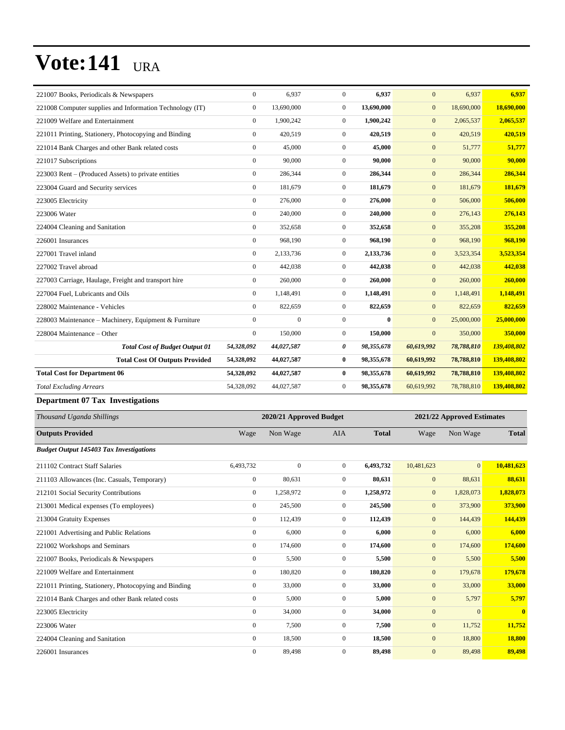# Vote:141 URA

| | | | | | | | |
|---|---|---|---|---|---|---|---|
| 221007 Books, Periodicals & Newspapers | 0 | 6,937 | 0 | **6,937** | 0 | 6,937 | **6,937** |
| 221008 Computer supplies and Information Technology (IT) | 0 | 13,690,000 | 0 | **13,690,000** | 0 | 18,690,000 | **18,690,000** |
| 221009 Welfare and Entertainment | 0 | 1,900,242 | 0 | **1,900,242** | 0 | 2,065,537 | **2,065,537** |
| 221011 Printing, Stationery, Photocopying and Binding | 0 | 420,519 | 0 | **420,519** | 0 | 420,519 | **420,519** |
| 221014 Bank Charges and other Bank related costs | 0 | 45,000 | 0 | **45,000** | 0 | 51,777 | **51,777** |
| 221017 Subscriptions | 0 | 90,000 | 0 | **90,000** | 0 | 90,000 | **90,000** |
| 223003 Rent – (Produced Assets) to private entities | 0 | 286,344 | 0 | **286,344** | 0 | 286,344 | **286,344** |
| 223004 Guard and Security services | 0 | 181,679 | 0 | **181,679** | 0 | 181,679 | **181,679** |
| 223005 Electricity | 0 | 276,000 | 0 | **276,000** | 0 | 506,000 | **506,000** |
| 223006 Water | 0 | 240,000 | 0 | **240,000** | 0 | 276,143 | **276,143** |
| 224004 Cleaning and Sanitation | 0 | 352,658 | 0 | **352,658** | 0 | 355,208 | **355,208** |
| 226001 Insurances | 0 | 968,190 | 0 | **968,190** | 0 | 968,190 | **968,190** |
| 227001 Travel inland | 0 | 2,133,736 | 0 | **2,133,736** | 0 | 3,523,354 | **3,523,354** |
| 227002 Travel abroad | 0 | 442,038 | 0 | **442,038** | 0 | 442,038 | **442,038** |
| 227003 Carriage, Haulage, Freight and transport hire | 0 | 260,000 | 0 | **260,000** | 0 | 260,000 | **260,000** |
| 227004 Fuel, Lubricants and Oils | 0 | 1,148,491 | 0 | **1,148,491** | 0 | 1,148,491 | **1,148,491** |
| 228002 Maintenance - Vehicles | 0 | 822,659 | 0 | **822,659** | 0 | 822,659 | **822,659** |
| 228003 Maintenance – Machinery, Equipment & Furniture | 0 | 0 | 0 | **0** | 0 | 25,000,000 | **25,000,000** |
| 228004 Maintenance – Other | 0 | 150,000 | 0 | **150,000** | 0 | 350,000 | **350,000** |
| ***Total Cost of Budget Output 01*** | ***54,328,092*** | ***44,027,587*** | ***0*** | ***98,355,678*** | ***60,619,992*** | ***78,788,810*** | ***139,408,802*** |
| **Total Cost Of Outputs Provided** | **54,328,092** | **44,027,587** | **0** | **98,355,678** | **60,619,992** | **78,788,810** | **139,408,802** |
| **Total Cost for Department 06** | **54,328,092** | **44,027,587** | **0** | **98,355,678** | **60,619,992** | **78,788,810** | **139,408,802** |
| *Total Excluding Arrears* | 54,328,092 | 44,027,587 | 0 | **98,355,678** | 60,619,992 | 78,788,810 | **139,408,802** |

### Department 07 Tax Investigations

| *Thousand Uganda Shillings* | 2020/21 Approved Budget | | | | 2021/22 Approved Estimates | | |
|---|---|---|---|---|---|---|---|
| **Outputs Provided** | Wage | Non Wage | AIA | **Total** | Wage | Non Wage | **Total** |
| ***Budget Output 145403 Tax Investigations*** | | | | | | | |
| 211102 Contract Staff Salaries | 6,493,732 | 0 | 0 | **6,493,732** | 10,481,623 | 0 | **10,481,623** |
| 211103 Allowances (Inc. Casuals, Temporary) | 0 | 80,631 | 0 | **80,631** | 0 | 88,631 | **88,631** |
| 212101 Social Security Contributions | 0 | 1,258,972 | 0 | **1,258,972** | 0 | 1,828,073 | **1,828,073** |
| 213001 Medical expenses (To employees) | 0 | 245,500 | 0 | **245,500** | 0 | 373,900 | **373,900** |
| 213004 Gratuity Expenses | 0 | 112,439 | 0 | **112,439** | 0 | 144,439 | **144,439** |
| 221001 Advertising and Public Relations | 0 | 6,000 | 0 | **6,000** | 0 | 6,000 | **6,000** |
| 221002 Workshops and Seminars | 0 | 174,600 | 0 | **174,600** | 0 | 174,600 | **174,600** |
| 221007 Books, Periodicals & Newspapers | 0 | 5,500 | 0 | **5,500** | 0 | 5,500 | **5,500** |
| 221009 Welfare and Entertainment | 0 | 180,820 | 0 | **180,820** | 0 | 179,678 | **179,678** |
| 221011 Printing, Stationery, Photocopying and Binding | 0 | 33,000 | 0 | **33,000** | 0 | 33,000 | **33,000** |
| 221014 Bank Charges and other Bank related costs | 0 | 5,000 | 0 | **5,000** | 0 | 5,797 | **5,797** |
| 223005 Electricity | 0 | 34,000 | 0 | **34,000** | 0 | 0 | **0** |
| 223006 Water | 0 | 7,500 | 0 | **7,500** | 0 | 11,752 | **11,752** |
| 224004 Cleaning and Sanitation | 0 | 18,500 | 0 | **18,500** | 0 | 18,800 | **18,800** |
| 226001 Insurances | 0 | 89,498 | 0 | **89,498** | 0 | 89,498 | **89,498** |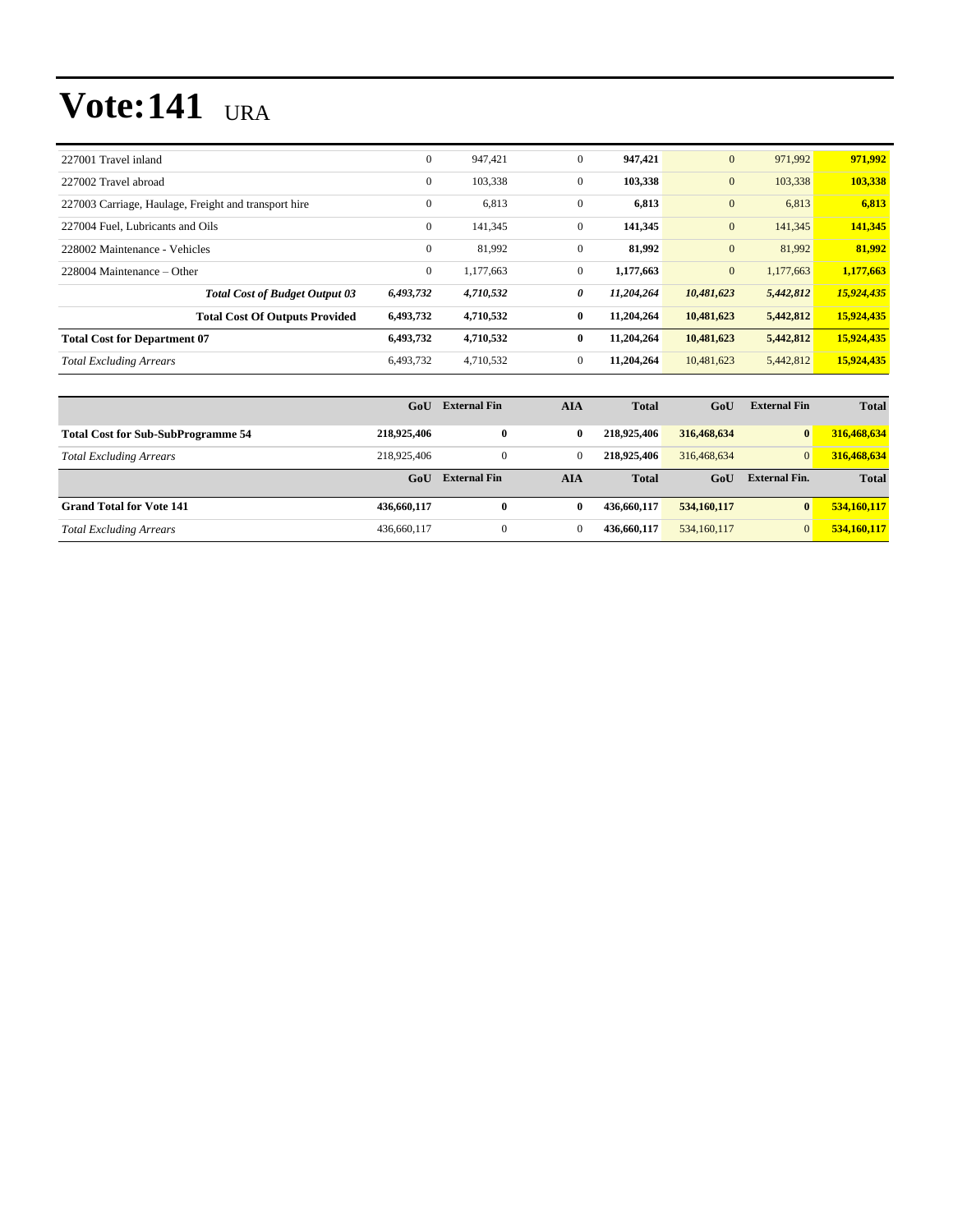# Vote:141 URA

| | | | | | | | |
|---|---|---|---|---|---|---|---|
| 227001 Travel inland | 0 | 947,421 | 0 | **947,421** | 0 | 971,992 | **971,992** |
| 227002 Travel abroad | 0 | 103,338 | 0 | **103,338** | 0 | 103,338 | **103,338** |
| 227003 Carriage, Haulage, Freight and transport hire | 0 | 6,813 | 0 | **6,813** | 0 | 6,813 | **6,813** |
| 227004 Fuel, Lubricants and Oils | 0 | 141,345 | 0 | **141,345** | 0 | 141,345 | **141,345** |
| 228002 Maintenance - Vehicles | 0 | 81,992 | 0 | **81,992** | 0 | 81,992 | **81,992** |
| 228004 Maintenance – Other | 0 | 1,177,663 | 0 | **1,177,663** | 0 | 1,177,663 | **1,177,663** |
| ***Total Cost of Budget Output 03*** | ***6,493,732*** | ***4,710,532*** | ***0*** | ***11,204,264*** | ***10,481,623*** | ***5,442,812*** | ***15,924,435*** |
| **Total Cost Of Outputs Provided** | **6,493,732** | **4,710,532** | **0** | **11,204,264** | **10,481,623** | **5,442,812** | **15,924,435** |
| **Total Cost for Department 07** | **6,493,732** | **4,710,532** | **0** | **11,204,264** | **10,481,623** | **5,442,812** | **15,924,435** |
| *Total Excluding Arrears* | 6,493,732 | 4,710,532 | 0 | **11,204,264** | 10,481,623 | 5,442,812 | **15,924,435** |

| | GoU | External Fin | AIA | Total | GoU | External Fin | Total |
|---|---|---|---|---|---|---|---|
| **Total Cost for Sub-SubProgramme 54** | **218,925,406** | **0** | **0** | **218,925,406** | **316,468,634** | **0** | **316,468,634** |
| *Total Excluding Arrears* | 218,925,406 | 0 | 0 | **218,925,406** | 316,468,634 | 0 | **316,468,634** |
| | **GoU** | **External Fin** | **AIA** | **Total** | **GoU** | **External Fin.** | **Total** |
| **Grand Total for Vote 141** | **436,660,117** | **0** | **0** | **436,660,117** | **534,160,117** | **0** | **534,160,117** |
| *Total Excluding Arrears* | 436,660,117 | 0 | 0 | **436,660,117** | 534,160,117 | 0 | **534,160,117** |